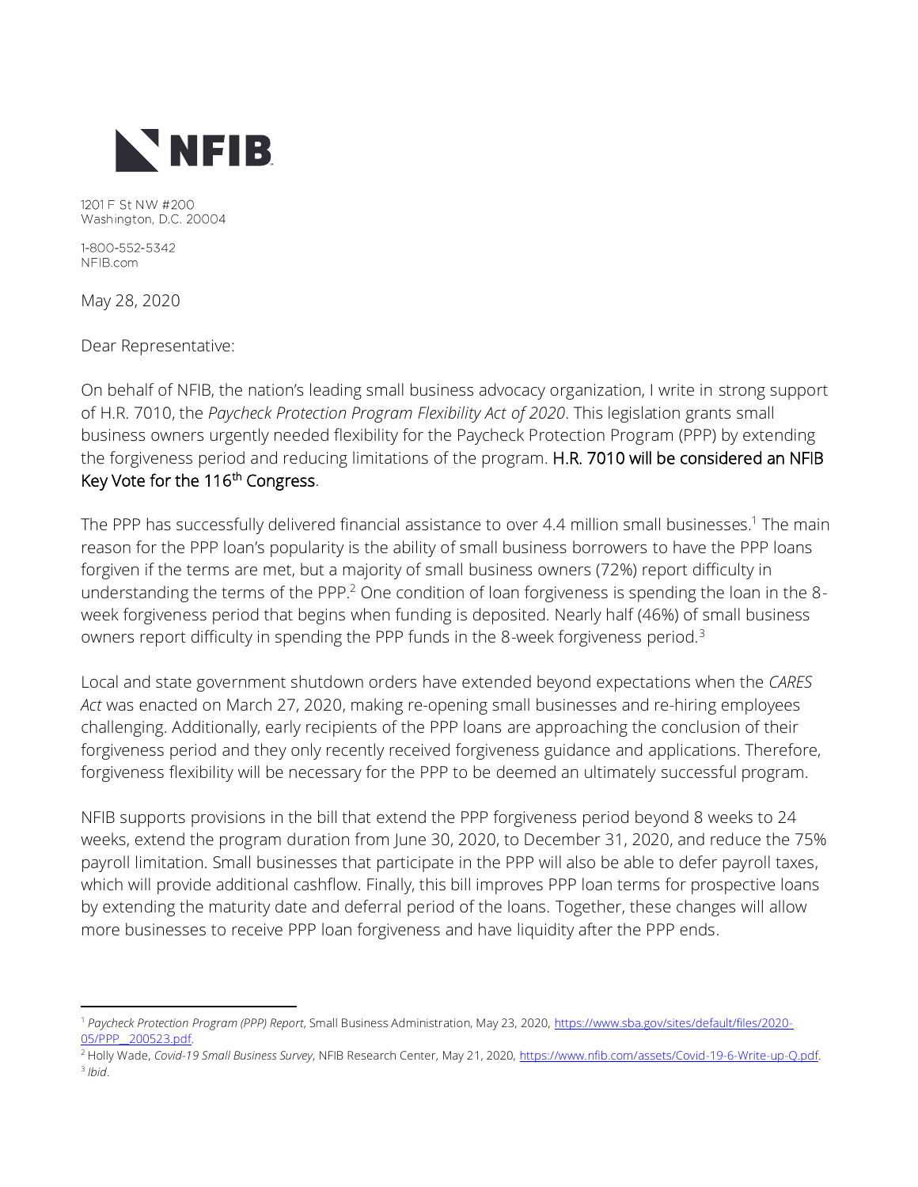**NFIB**

1201 F St NW #200
Washington, D.C. 20004

1-800-552-5342
NFIB.com

May 28, 2020

Dear Representative:

On behalf of NFIB, the nation's leading small business advocacy organization, I write in strong support of H.R. 7010, the *Paycheck Protection Program Flexibility Act of 2020*. This legislation grants small business owners urgently needed flexibility for the Paycheck Protection Program (PPP) by extending the forgiveness period and reducing limitations of the program. **H.R. 7010 will be considered an NFIB Key Vote for the 116th Congress**.

The PPP has successfully delivered financial assistance to over 4.4 million small businesses.[1] The main reason for the PPP loan's popularity is the ability of small business borrowers to have the PPP loans forgiven if the terms are met, but a majority of small business owners (72%) report difficulty in understanding the terms of the PPP.[2] One condition of loan forgiveness is spending the loan in the 8-week forgiveness period that begins when funding is deposited. Nearly half (46%) of small business owners report difficulty in spending the PPP funds in the 8-week forgiveness period.[3]

Local and state government shutdown orders have extended beyond expectations when the *CARES Act* was enacted on March 27, 2020, making re-opening small businesses and re-hiring employees challenging. Additionally, early recipients of the PPP loans are approaching the conclusion of their forgiveness period and they only recently received forgiveness guidance and applications. Therefore, forgiveness flexibility will be necessary for the PPP to be deemed an ultimately successful program.

NFIB supports provisions in the bill that extend the PPP forgiveness period beyond 8 weeks to 24 weeks, extend the program duration from June 30, 2020, to December 31, 2020, and reduce the 75% payroll limitation. Small businesses that participate in the PPP will also be able to defer payroll taxes, which will provide additional cashflow. Finally, this bill improves PPP loan terms for prospective loans by extending the maturity date and deferral period of the loans. Together, these changes will allow more businesses to receive PPP loan forgiveness and have liquidity after the PPP ends.

---

[1] *Paycheck Protection Program (PPP) Report*, Small Business Administration, May 23, 2020, https://www.sba.gov/sites/default/files/2020-05/PPP__200523.pdf.

[2] Holly Wade, *Covid-19 Small Business Survey*, NFIB Research Center, May 21, 2020, https://www.nfib.com/assets/Covid-19-6-Write-up-Q.pdf.

[3] *Ibid*.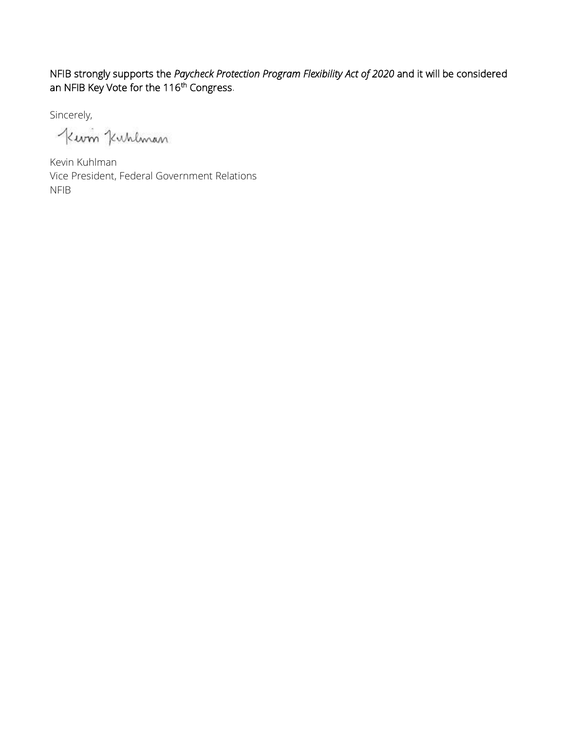NFIB strongly supports the *Paycheck Protection Program Flexibility Act of 2020* and it will be considered an NFIB Key Vote for the 116th Congress.

Sincerely,

Kevin Kuhlman

Kevin Kuhlman
Vice President, Federal Government Relations
NFIB